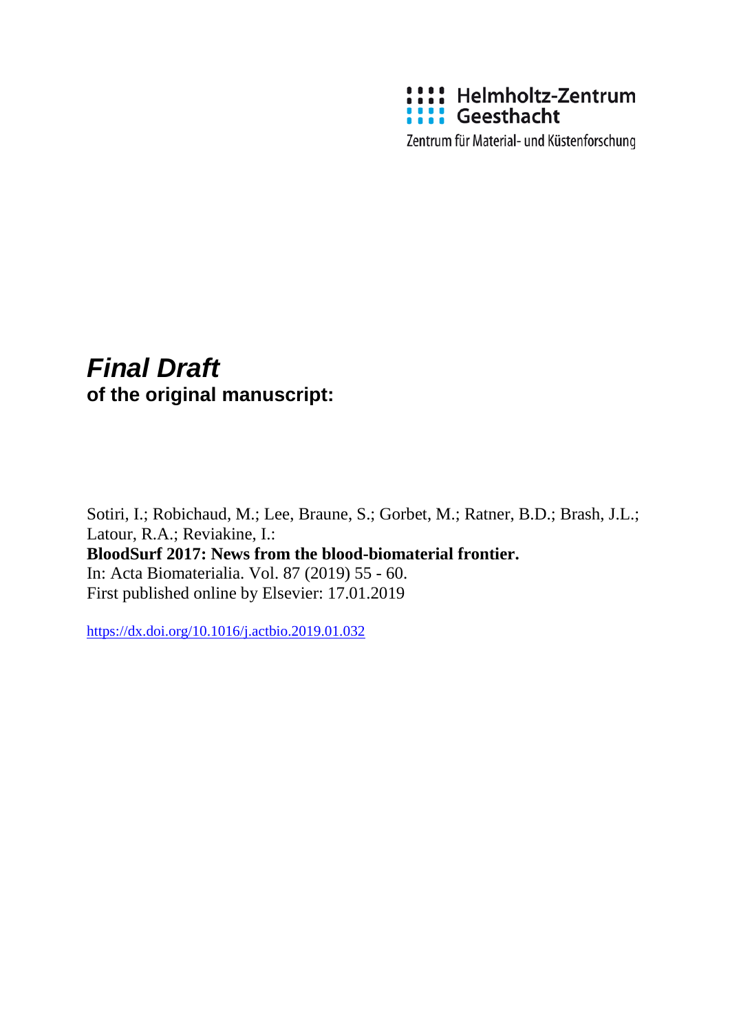Helmholtz-Zentrum Geesthacht

Zentrum für Material- und Küstenforschung

# *Final Draft*
## of the original manuscript:

Sotiri, I.; Robichaud, M.; Lee, Braune, S.; Gorbet, M.; Ratner, B.D.; Brash, J.L.; Latour, R.A.; Reviakine, I.:

**BloodSurf 2017: News from the blood-biomaterial frontier.**

In: Acta Biomaterialia. Vol. 87 (2019) 55 - 60.

First published online by Elsevier: 17.01.2019

https://dx.doi.org/10.1016/j.actbio.2019.01.032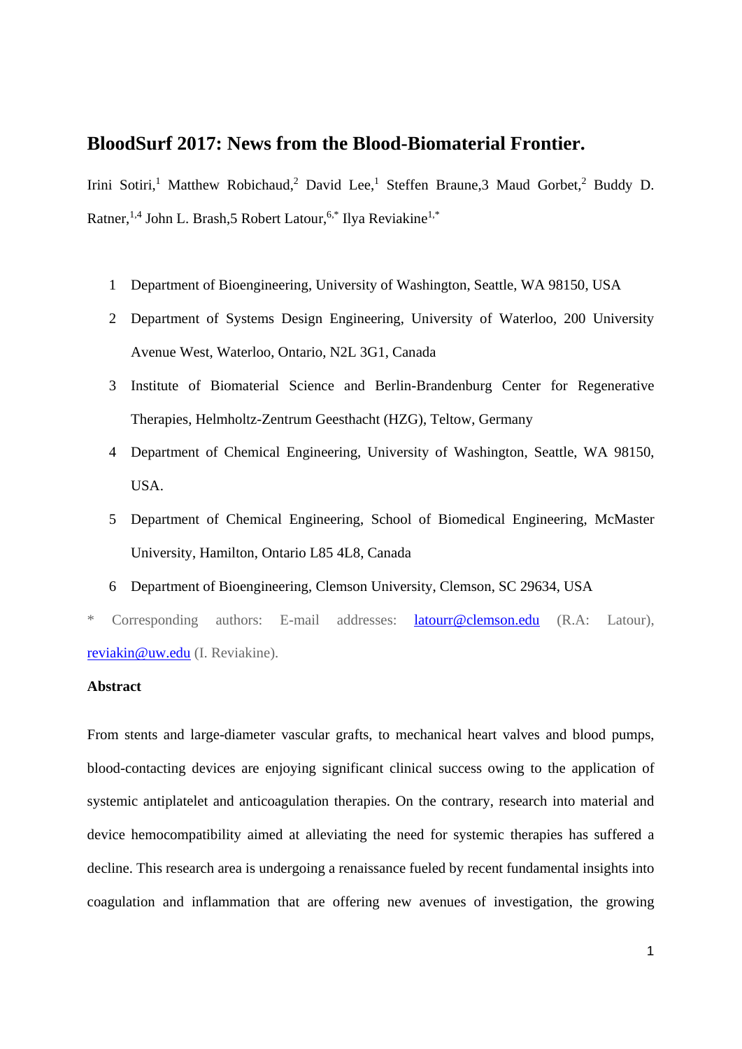# BloodSurf 2017: News from the Blood-Biomaterial Frontier.

Irini Sotiri,[1] Matthew Robichaud,[2] David Lee,[1] Steffen Braune,3 Maud Gorbet,[2] Buddy D. Ratner,[1,4] John L. Brash,5 Robert Latour,[6,*] Ilya Reviakine[1,*]

1. Department of Bioengineering, University of Washington, Seattle, WA 98150, USA
2. Department of Systems Design Engineering, University of Waterloo, 200 University Avenue West, Waterloo, Ontario, N2L 3G1, Canada
3. Institute of Biomaterial Science and Berlin-Brandenburg Center for Regenerative Therapies, Helmholtz-Zentrum Geesthacht (HZG), Teltow, Germany
4. Department of Chemical Engineering, University of Washington, Seattle, WA 98150, USA.
5. Department of Chemical Engineering, School of Biomedical Engineering, McMaster University, Hamilton, Ontario L85 4L8, Canada
6. Department of Bioengineering, Clemson University, Clemson, SC 29634, USA

\* Corresponding authors: E-mail addresses: latourr@clemson.edu (R.A: Latour), reviakin@uw.edu (I. Reviakine).

**Abstract**

From stents and large-diameter vascular grafts, to mechanical heart valves and blood pumps, blood-contacting devices are enjoying significant clinical success owing to the application of systemic antiplatelet and anticoagulation therapies. On the contrary, research into material and device hemocompatibility aimed at alleviating the need for systemic therapies has suffered a decline. This research area is undergoing a renaissance fueled by recent fundamental insights into coagulation and inflammation that are offering new avenues of investigation, the growing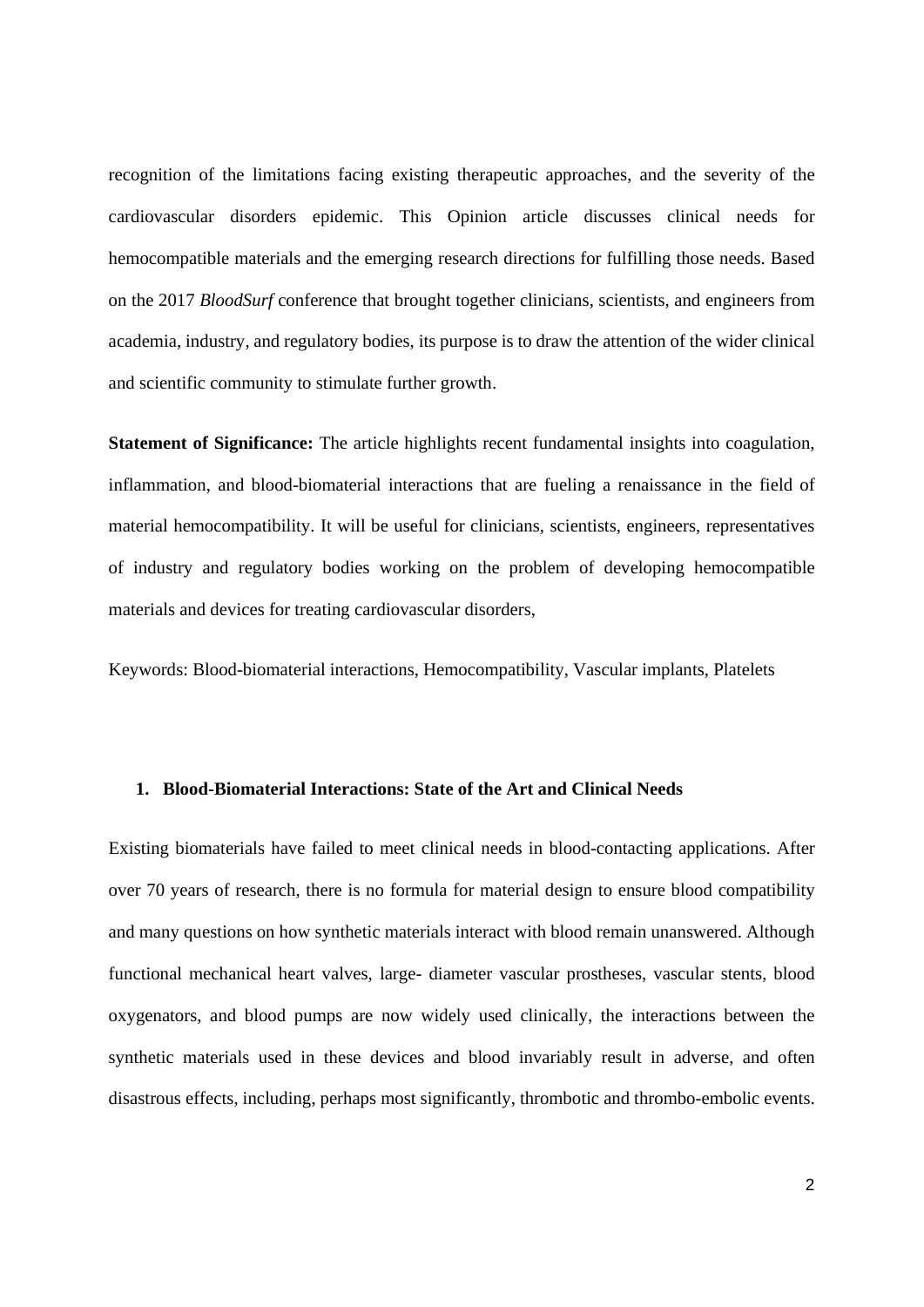recognition of the limitations facing existing therapeutic approaches, and the severity of the cardiovascular disorders epidemic. This Opinion article discusses clinical needs for hemocompatible materials and the emerging research directions for fulfilling those needs. Based on the 2017 *BloodSurf* conference that brought together clinicians, scientists, and engineers from academia, industry, and regulatory bodies, its purpose is to draw the attention of the wider clinical and scientific community to stimulate further growth.

**Statement of Significance:** The article highlights recent fundamental insights into coagulation, inflammation, and blood-biomaterial interactions that are fueling a renaissance in the field of material hemocompatibility. It will be useful for clinicians, scientists, engineers, representatives of industry and regulatory bodies working on the problem of developing hemocompatible materials and devices for treating cardiovascular disorders,

Keywords: Blood-biomaterial interactions, Hemocompatibility, Vascular implants, Platelets

## 1. Blood-Biomaterial Interactions: State of the Art and Clinical Needs

Existing biomaterials have failed to meet clinical needs in blood-contacting applications. After over 70 years of research, there is no formula for material design to ensure blood compatibility and many questions on how synthetic materials interact with blood remain unanswered. Although functional mechanical heart valves, large- diameter vascular prostheses, vascular stents, blood oxygenators, and blood pumps are now widely used clinically, the interactions between the synthetic materials used in these devices and blood invariably result in adverse, and often disastrous effects, including, perhaps most significantly, thrombotic and thrombo-embolic events.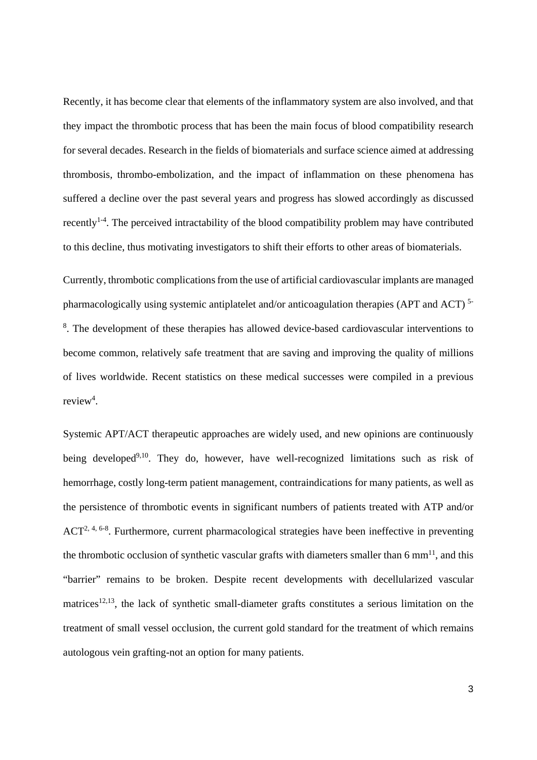Recently, it has become clear that elements of the inflammatory system are also involved, and that they impact the thrombotic process that has been the main focus of blood compatibility research for several decades. Research in the fields of biomaterials and surface science aimed at addressing thrombosis, thrombo-embolization, and the impact of inflammation on these phenomena has suffered a decline over the past several years and progress has slowed accordingly as discussed recently[1-4]. The perceived intractability of the blood compatibility problem may have contributed to this decline, thus motivating investigators to shift their efforts to other areas of biomaterials.

Currently, thrombotic complications from the use of artificial cardiovascular implants are managed pharmacologically using systemic antiplatelet and/or anticoagulation therapies (APT and ACT) [5-8]. The development of these therapies has allowed device-based cardiovascular interventions to become common, relatively safe treatment that are saving and improving the quality of millions of lives worldwide. Recent statistics on these medical successes were compiled in a previous review[4].

Systemic APT/ACT therapeutic approaches are widely used, and new opinions are continuously being developed[9,10]. They do, however, have well-recognized limitations such as risk of hemorrhage, costly long-term patient management, contraindications for many patients, as well as the persistence of thrombotic events in significant numbers of patients treated with ATP and/or ACT[2, 4, 6-8]. Furthermore, current pharmacological strategies have been ineffective in preventing the thrombotic occlusion of synthetic vascular grafts with diameters smaller than 6 mm[11], and this "barrier" remains to be broken. Despite recent developments with decellularized vascular matrices[12,13], the lack of synthetic small-diameter grafts constitutes a serious limitation on the treatment of small vessel occlusion, the current gold standard for the treatment of which remains autologous vein grafting-not an option for many patients.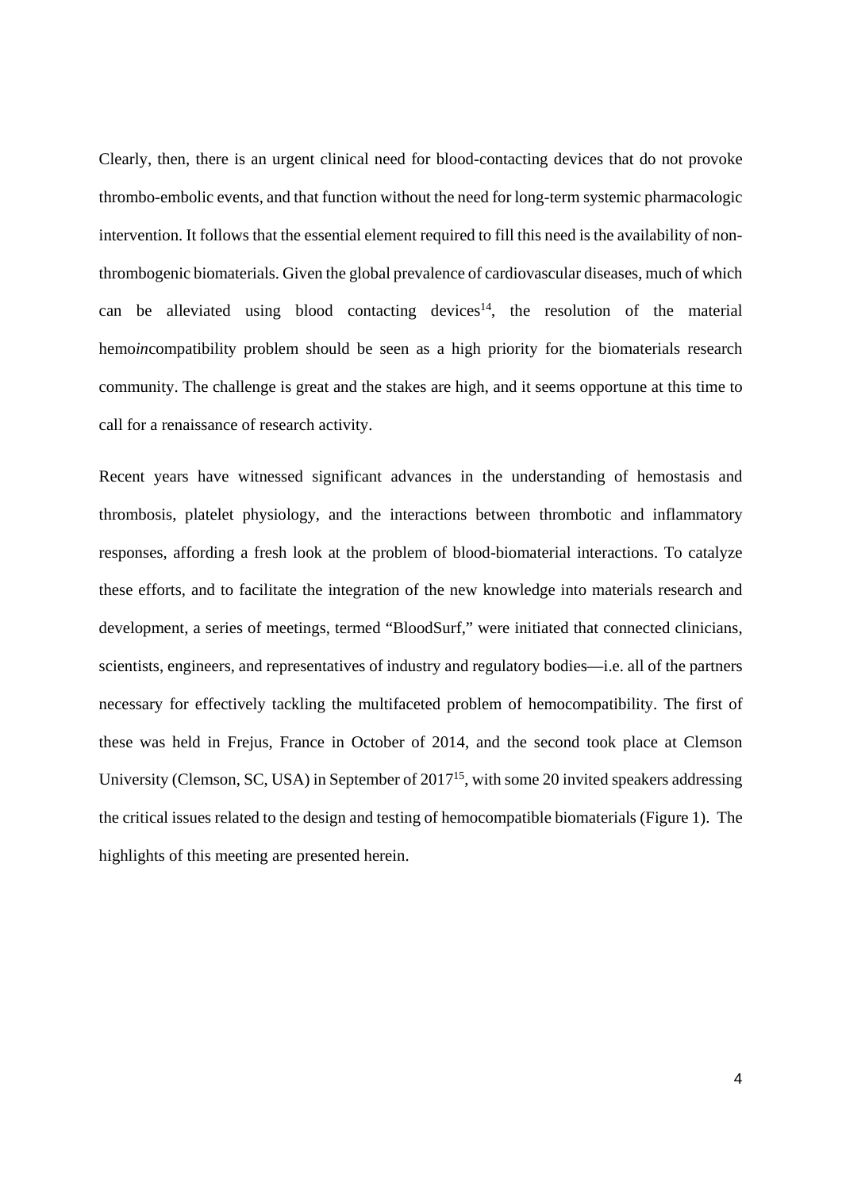Clearly, then, there is an urgent clinical need for blood-contacting devices that do not provoke thrombo-embolic events, and that function without the need for long-term systemic pharmacologic intervention. It follows that the essential element required to fill this need is the availability of non-thrombogenic biomaterials. Given the global prevalence of cardiovascular diseases, much of which can be alleviated using blood contacting devices[14], the resolution of the material hemo*in*compatibility problem should be seen as a high priority for the biomaterials research community. The challenge is great and the stakes are high, and it seems opportune at this time to call for a renaissance of research activity.

Recent years have witnessed significant advances in the understanding of hemostasis and thrombosis, platelet physiology, and the interactions between thrombotic and inflammatory responses, affording a fresh look at the problem of blood-biomaterial interactions. To catalyze these efforts, and to facilitate the integration of the new knowledge into materials research and development, a series of meetings, termed "BloodSurf," were initiated that connected clinicians, scientists, engineers, and representatives of industry and regulatory bodies—i.e. all of the partners necessary for effectively tackling the multifaceted problem of hemocompatibility. The first of these was held in Frejus, France in October of 2014, and the second took place at Clemson University (Clemson, SC, USA) in September of 2017[15], with some 20 invited speakers addressing the critical issues related to the design and testing of hemocompatible biomaterials (Figure 1). The highlights of this meeting are presented herein.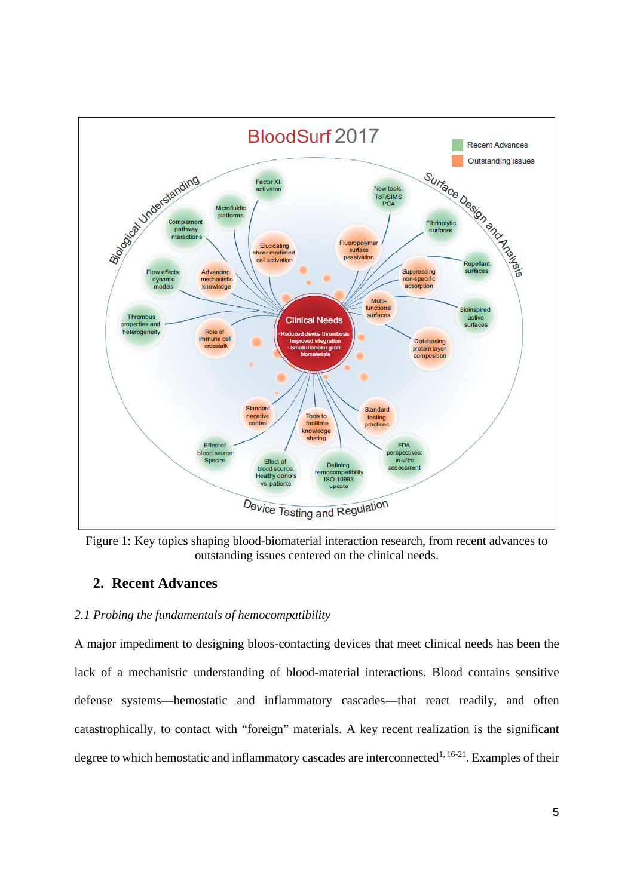Figure 1: Key topics shaping blood-biomaterial interaction research, from recent advances to outstanding issues centered on the clinical needs.

## 2. Recent Advances

*2.1 Probing the fundamentals of hemocompatibility*

A major impediment to designing bloos-contacting devices that meet clinical needs has been the lack of a mechanistic understanding of blood-material interactions. Blood contains sensitive defense systems—hemostatic and inflammatory cascades—that react readily, and often catastrophically, to contact with "foreign" materials. A key recent realization is the significant degree to which hemostatic and inflammatory cascades are interconnected[1, 16-21]. Examples of their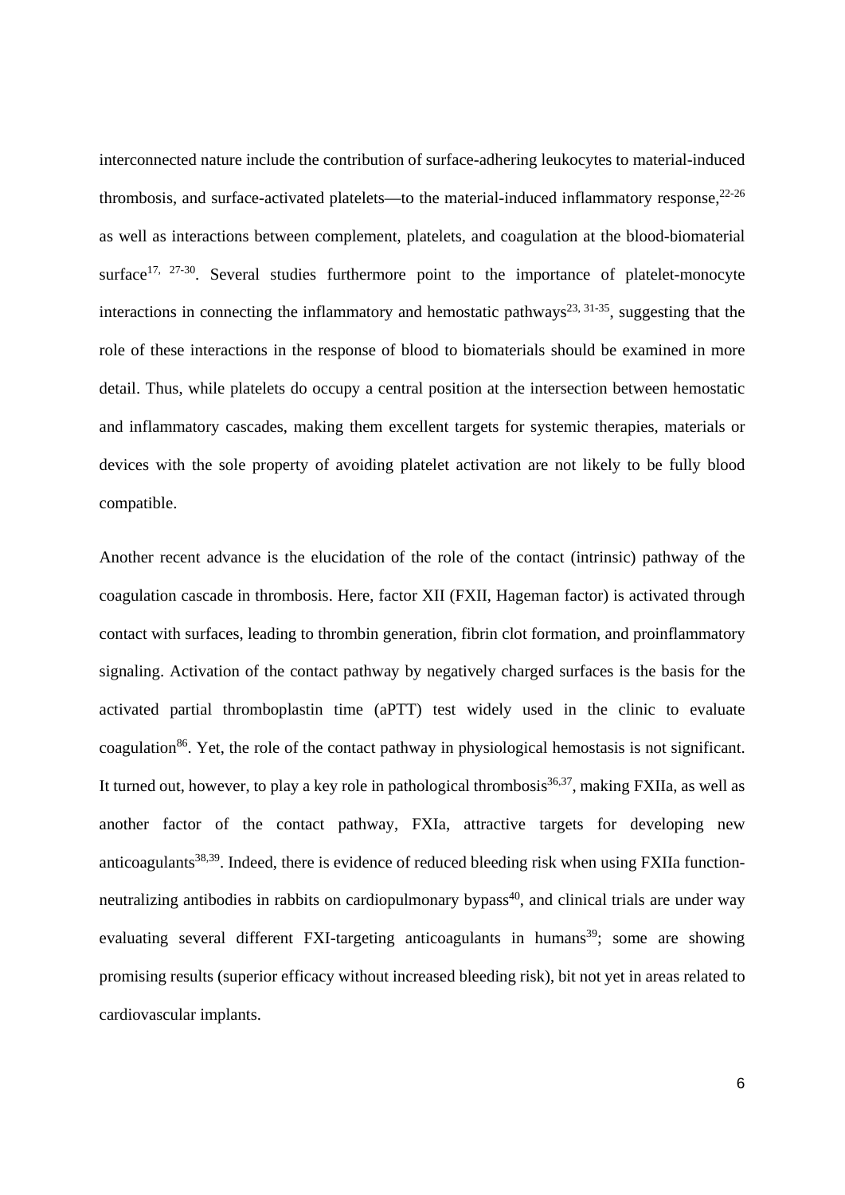interconnected nature include the contribution of surface-adhering leukocytes to material-induced thrombosis, and surface-activated platelets—to the material-induced inflammatory response,[22-26] as well as interactions between complement, platelets, and coagulation at the blood-biomaterial surface[17, 27-30]. Several studies furthermore point to the importance of platelet-monocyte interactions in connecting the inflammatory and hemostatic pathways[23, 31-35], suggesting that the role of these interactions in the response of blood to biomaterials should be examined in more detail. Thus, while platelets do occupy a central position at the intersection between hemostatic and inflammatory cascades, making them excellent targets for systemic therapies, materials or devices with the sole property of avoiding platelet activation are not likely to be fully blood compatible.

Another recent advance is the elucidation of the role of the contact (intrinsic) pathway of the coagulation cascade in thrombosis. Here, factor XII (FXII, Hageman factor) is activated through contact with surfaces, leading to thrombin generation, fibrin clot formation, and proinflammatory signaling. Activation of the contact pathway by negatively charged surfaces is the basis for the activated partial thromboplastin time (aPTT) test widely used in the clinic to evaluate coagulation[86]. Yet, the role of the contact pathway in physiological hemostasis is not significant. It turned out, however, to play a key role in pathological thrombosis[36,37], making FXIIa, as well as another factor of the contact pathway, FXIa, attractive targets for developing new anticoagulants[38,39]. Indeed, there is evidence of reduced bleeding risk when using FXIIa function-neutralizing antibodies in rabbits on cardiopulmonary bypass[40], and clinical trials are under way evaluating several different FXI-targeting anticoagulants in humans[39]; some are showing promising results (superior efficacy without increased bleeding risk), bit not yet in areas related to cardiovascular implants.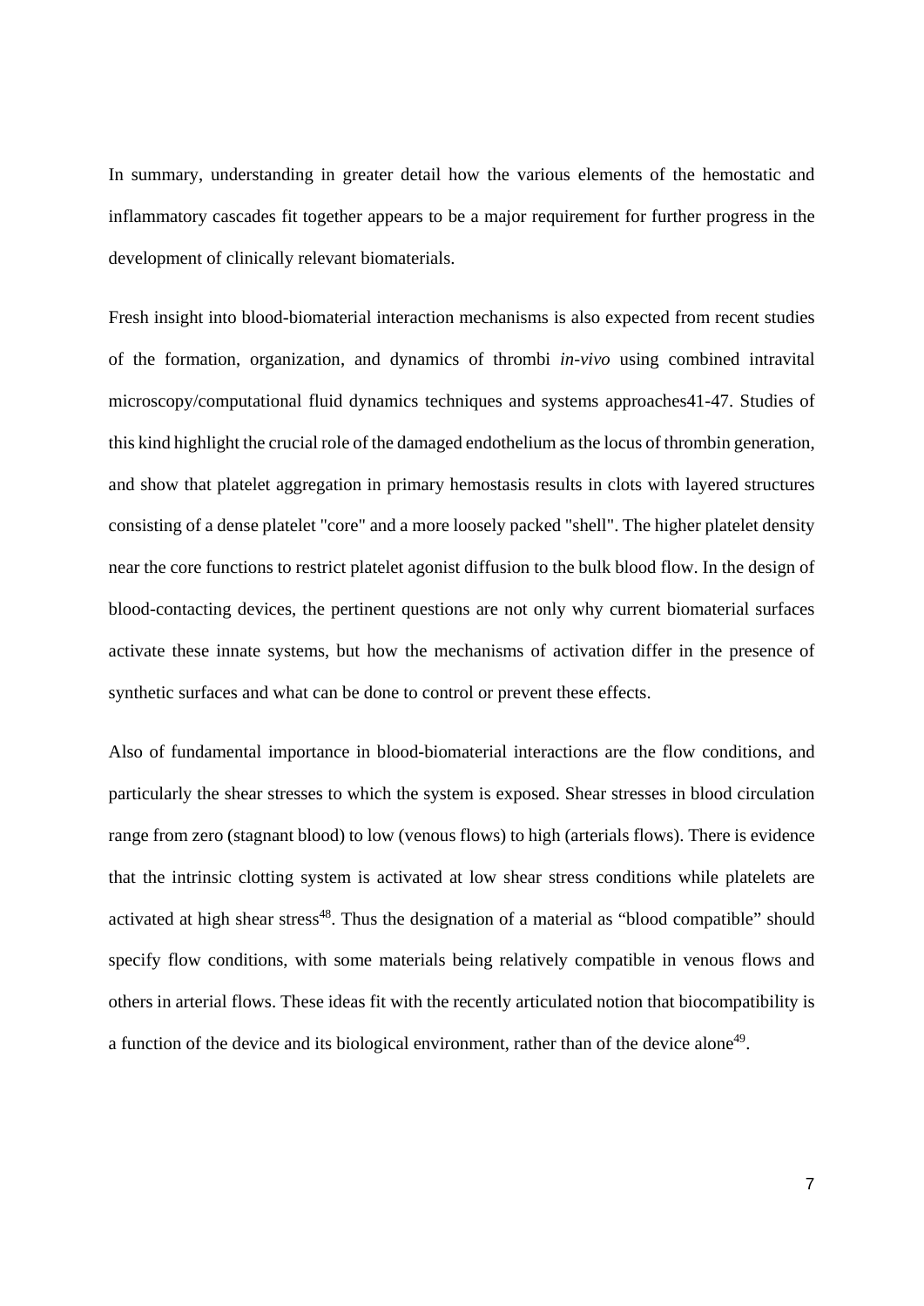In summary, understanding in greater detail how the various elements of the hemostatic and inflammatory cascades fit together appears to be a major requirement for further progress in the development of clinically relevant biomaterials.

Fresh insight into blood-biomaterial interaction mechanisms is also expected from recent studies of the formation, organization, and dynamics of thrombi *in-vivo* using combined intravital microscopy/computational fluid dynamics techniques and systems approaches41-47. Studies of this kind highlight the crucial role of the damaged endothelium as the locus of thrombin generation, and show that platelet aggregation in primary hemostasis results in clots with layered structures consisting of a dense platelet "core" and a more loosely packed "shell". The higher platelet density near the core functions to restrict platelet agonist diffusion to the bulk blood flow. In the design of blood-contacting devices, the pertinent questions are not only why current biomaterial surfaces activate these innate systems, but how the mechanisms of activation differ in the presence of synthetic surfaces and what can be done to control or prevent these effects.

Also of fundamental importance in blood-biomaterial interactions are the flow conditions, and particularly the shear stresses to which the system is exposed. Shear stresses in blood circulation range from zero (stagnant blood) to low (venous flows) to high (arterials flows). There is evidence that the intrinsic clotting system is activated at low shear stress conditions while platelets are activated at high shear stress[48]. Thus the designation of a material as "blood compatible" should specify flow conditions, with some materials being relatively compatible in venous flows and others in arterial flows. These ideas fit with the recently articulated notion that biocompatibility is a function of the device and its biological environment, rather than of the device alone[49].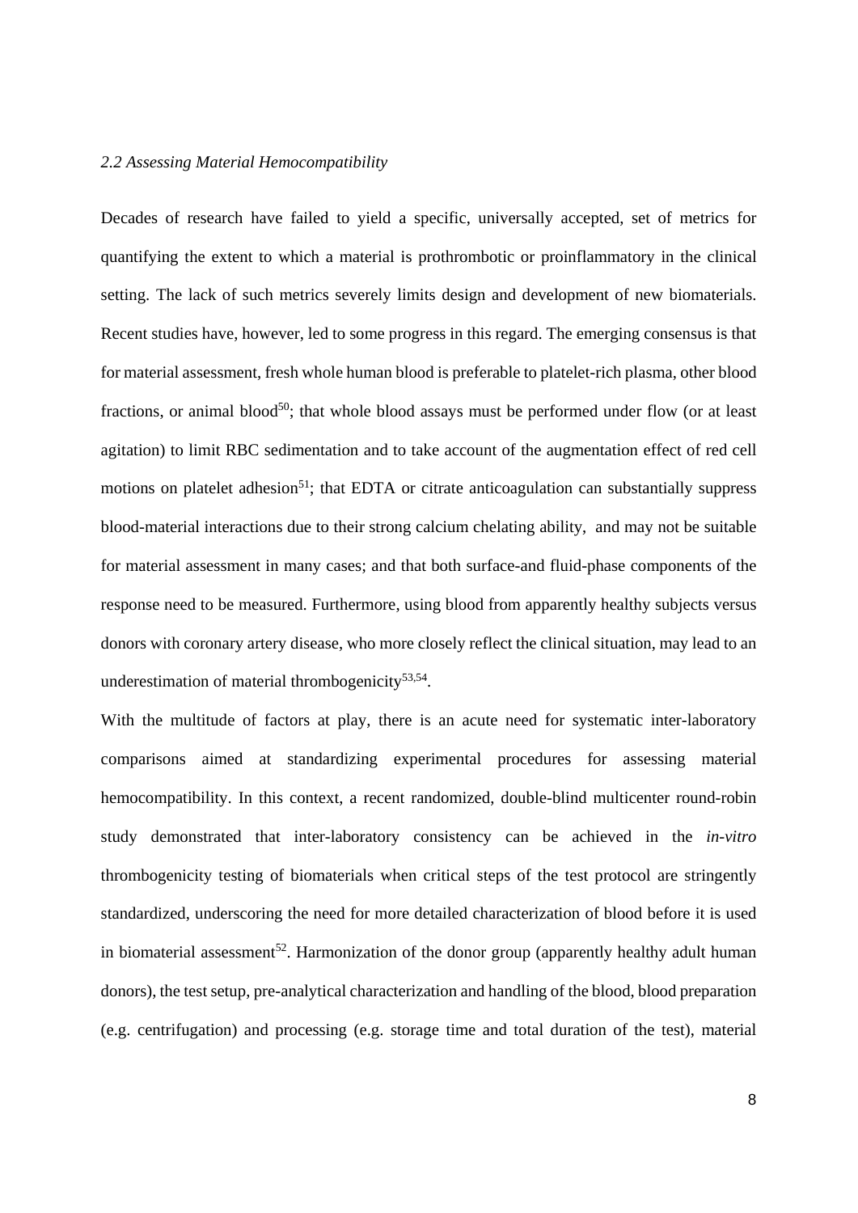### *2.2 Assessing Material Hemocompatibility*

Decades of research have failed to yield a specific, universally accepted, set of metrics for quantifying the extent to which a material is prothrombotic or proinflammatory in the clinical setting. The lack of such metrics severely limits design and development of new biomaterials. Recent studies have, however, led to some progress in this regard. The emerging consensus is that for material assessment, fresh whole human blood is preferable to platelet-rich plasma, other blood fractions, or animal blood[50]; that whole blood assays must be performed under flow (or at least agitation) to limit RBC sedimentation and to take account of the augmentation effect of red cell motions on platelet adhesion[51]; that EDTA or citrate anticoagulation can substantially suppress blood-material interactions due to their strong calcium chelating ability, and may not be suitable for material assessment in many cases; and that both surface-and fluid-phase components of the response need to be measured. Furthermore, using blood from apparently healthy subjects versus donors with coronary artery disease, who more closely reflect the clinical situation, may lead to an underestimation of material thrombogenicity[53,54].

With the multitude of factors at play, there is an acute need for systematic inter-laboratory comparisons aimed at standardizing experimental procedures for assessing material hemocompatibility. In this context, a recent randomized, double-blind multicenter round-robin study demonstrated that inter-laboratory consistency can be achieved in the *in-vitro* thrombogenicity testing of biomaterials when critical steps of the test protocol are stringently standardized, underscoring the need for more detailed characterization of blood before it is used in biomaterial assessment[52]. Harmonization of the donor group (apparently healthy adult human donors), the test setup, pre-analytical characterization and handling of the blood, blood preparation (e.g. centrifugation) and processing (e.g. storage time and total duration of the test), material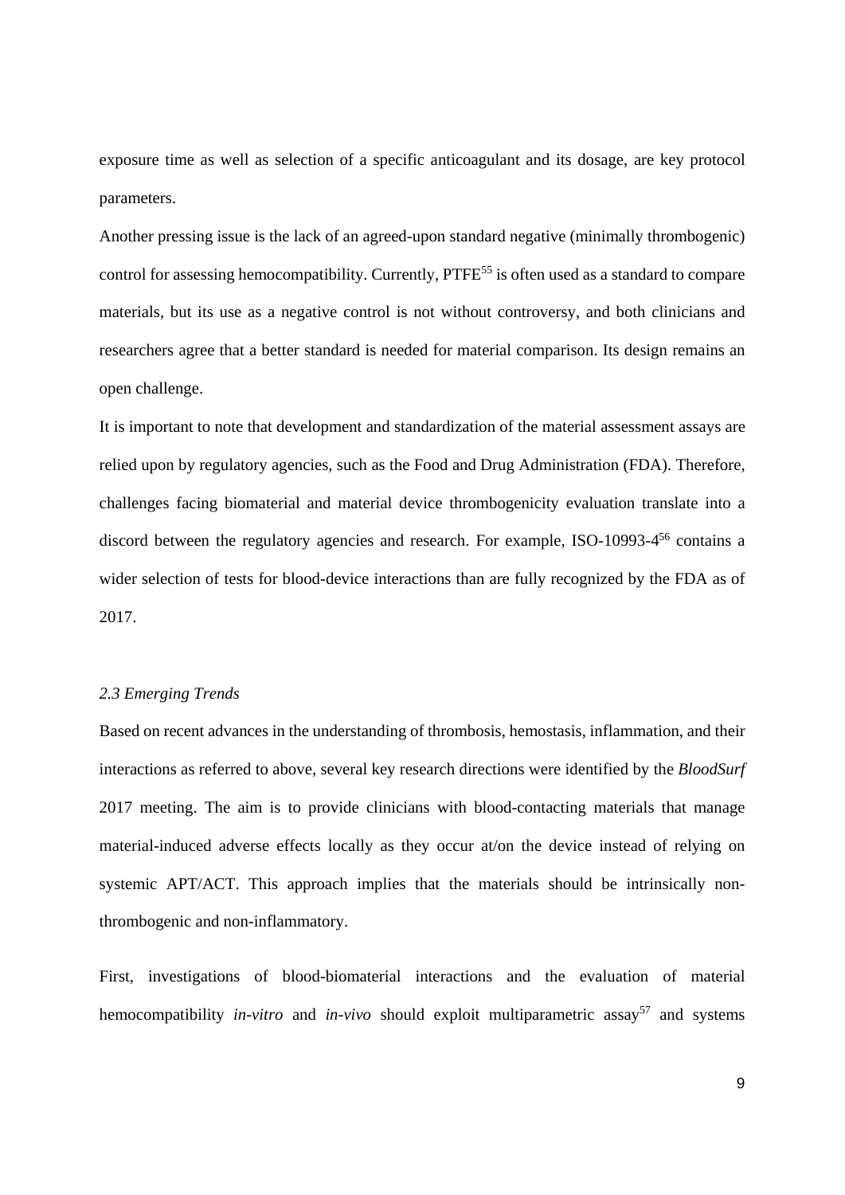exposure time as well as selection of a specific anticoagulant and its dosage, are key protocol parameters.

Another pressing issue is the lack of an agreed-upon standard negative (minimally thrombogenic) control for assessing hemocompatibility. Currently, PTFE[55] is often used as a standard to compare materials, but its use as a negative control is not without controversy, and both clinicians and researchers agree that a better standard is needed for material comparison. Its design remains an open challenge.

It is important to note that development and standardization of the material assessment assays are relied upon by regulatory agencies, such as the Food and Drug Administration (FDA). Therefore, challenges facing biomaterial and material device thrombogenicity evaluation translate into a discord between the regulatory agencies and research. For example, ISO-10993-4[56] contains a wider selection of tests for blood-device interactions than are fully recognized by the FDA as of 2017.

### *2.3 Emerging Trends*

Based on recent advances in the understanding of thrombosis, hemostasis, inflammation, and their interactions as referred to above, several key research directions were identified by the *BloodSurf* 2017 meeting. The aim is to provide clinicians with blood-contacting materials that manage material-induced adverse effects locally as they occur at/on the device instead of relying on systemic APT/ACT. This approach implies that the materials should be intrinsically non-thrombogenic and non-inflammatory.

First, investigations of blood-biomaterial interactions and the evaluation of material hemocompatibility *in-vitro* and *in-vivo* should exploit multiparametric assay[57] and systems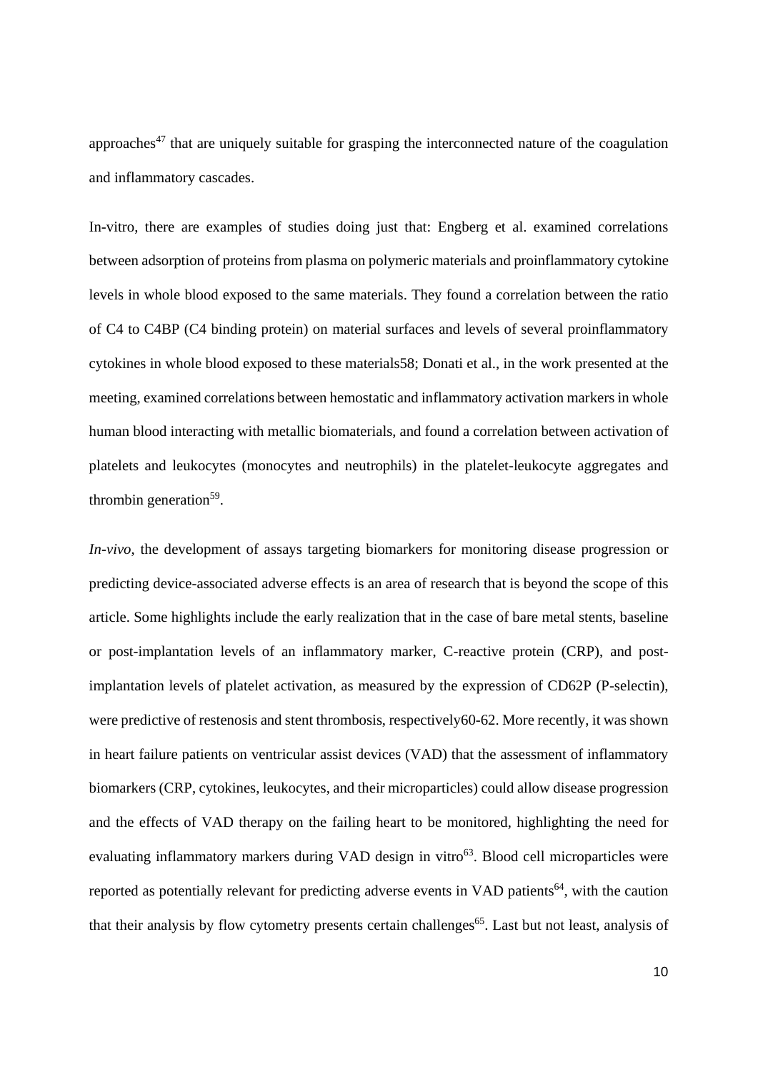approaches[47] that are uniquely suitable for grasping the interconnected nature of the coagulation and inflammatory cascades.

In-vitro, there are examples of studies doing just that: Engberg et al. examined correlations between adsorption of proteins from plasma on polymeric materials and proinflammatory cytokine levels in whole blood exposed to the same materials. They found a correlation between the ratio of C4 to C4BP (C4 binding protein) on material surfaces and levels of several proinflammatory cytokines in whole blood exposed to these materials58; Donati et al., in the work presented at the meeting, examined correlations between hemostatic and inflammatory activation markers in whole human blood interacting with metallic biomaterials, and found a correlation between activation of platelets and leukocytes (monocytes and neutrophils) in the platelet-leukocyte aggregates and thrombin generation[59].

*In-vivo*, the development of assays targeting biomarkers for monitoring disease progression or predicting device-associated adverse effects is an area of research that is beyond the scope of this article. Some highlights include the early realization that in the case of bare metal stents, baseline or post-implantation levels of an inflammatory marker, C-reactive protein (CRP), and post-implantation levels of platelet activation, as measured by the expression of CD62P (P-selectin), were predictive of restenosis and stent thrombosis, respectively60-62. More recently, it was shown in heart failure patients on ventricular assist devices (VAD) that the assessment of inflammatory biomarkers (CRP, cytokines, leukocytes, and their microparticles) could allow disease progression and the effects of VAD therapy on the failing heart to be monitored, highlighting the need for evaluating inflammatory markers during VAD design in vitro[63]. Blood cell microparticles were reported as potentially relevant for predicting adverse events in VAD patients[64], with the caution that their analysis by flow cytometry presents certain challenges[65]. Last but not least, analysis of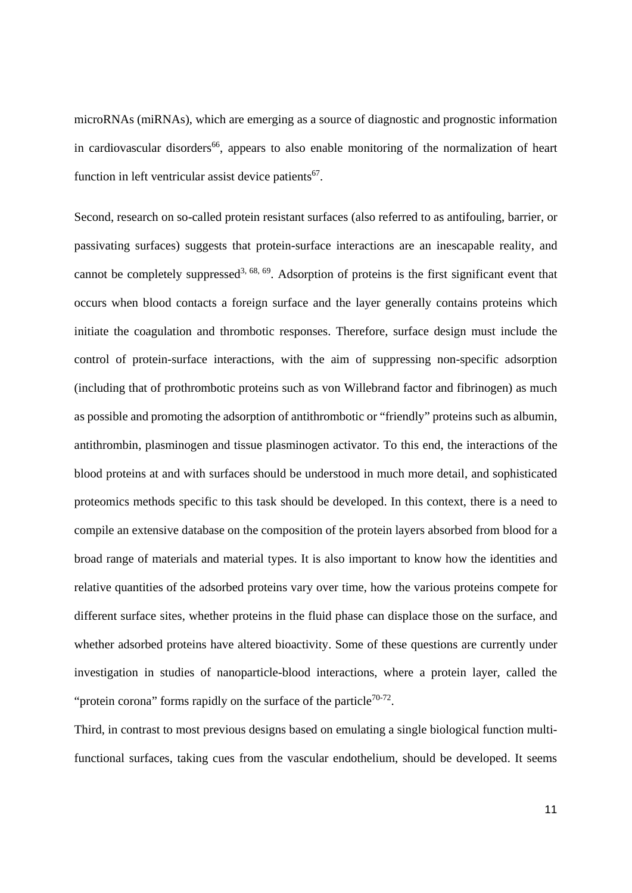microRNAs (miRNAs), which are emerging as a source of diagnostic and prognostic information in cardiovascular disorders[66], appears to also enable monitoring of the normalization of heart function in left ventricular assist device patients[67].

Second, research on so-called protein resistant surfaces (also referred to as antifouling, barrier, or passivating surfaces) suggests that protein-surface interactions are an inescapable reality, and cannot be completely suppressed[3, 68, 69]. Adsorption of proteins is the first significant event that occurs when blood contacts a foreign surface and the layer generally contains proteins which initiate the coagulation and thrombotic responses. Therefore, surface design must include the control of protein-surface interactions, with the aim of suppressing non-specific adsorption (including that of prothrombotic proteins such as von Willebrand factor and fibrinogen) as much as possible and promoting the adsorption of antithrombotic or "friendly" proteins such as albumin, antithrombin, plasminogen and tissue plasminogen activator. To this end, the interactions of the blood proteins at and with surfaces should be understood in much more detail, and sophisticated proteomics methods specific to this task should be developed. In this context, there is a need to compile an extensive database on the composition of the protein layers absorbed from blood for a broad range of materials and material types. It is also important to know how the identities and relative quantities of the adsorbed proteins vary over time, how the various proteins compete for different surface sites, whether proteins in the fluid phase can displace those on the surface, and whether adsorbed proteins have altered bioactivity. Some of these questions are currently under investigation in studies of nanoparticle-blood interactions, where a protein layer, called the "protein corona" forms rapidly on the surface of the particle[70-72].

Third, in contrast to most previous designs based on emulating a single biological function multi-functional surfaces, taking cues from the vascular endothelium, should be developed. It seems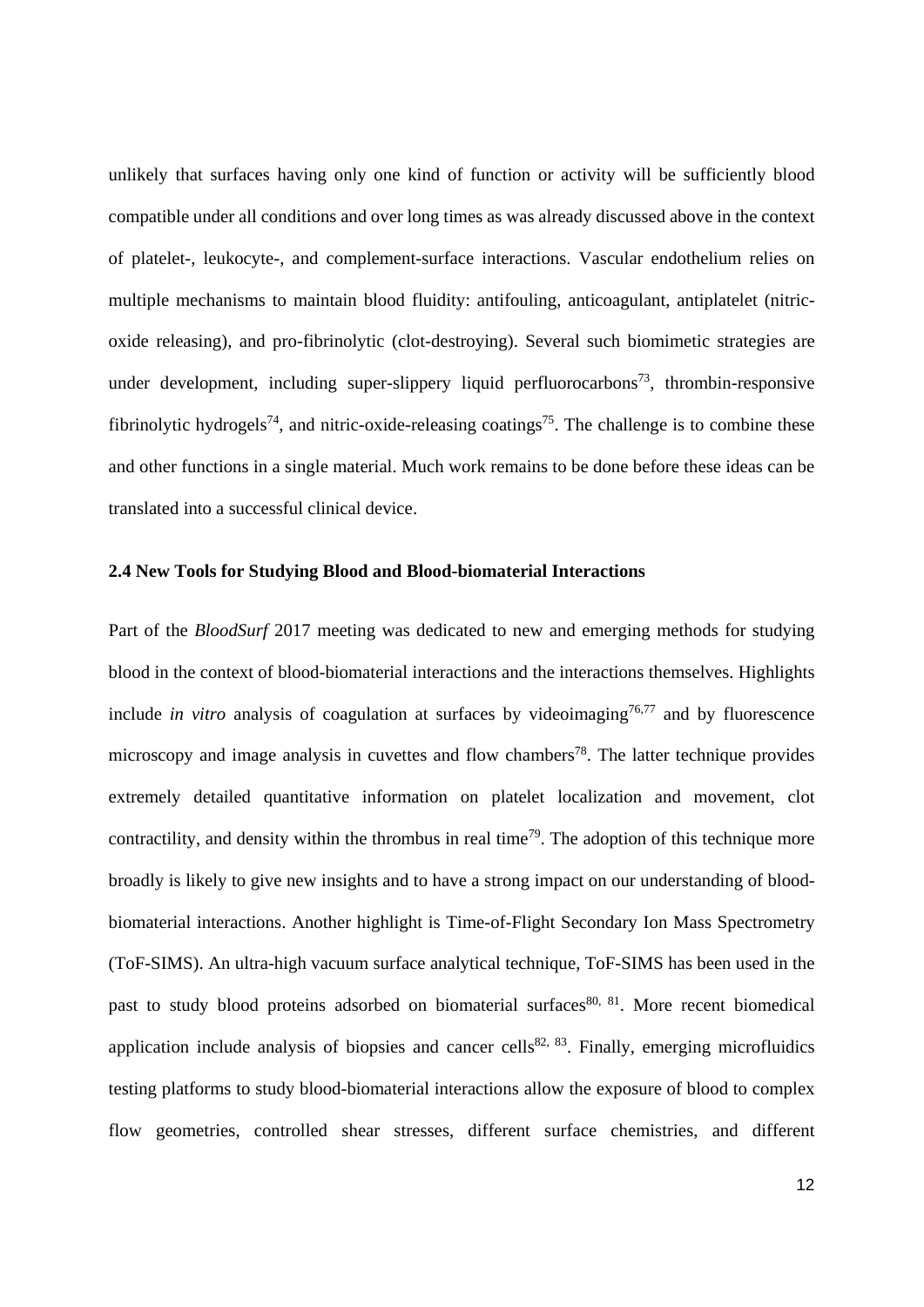unlikely that surfaces having only one kind of function or activity will be sufficiently blood compatible under all conditions and over long times as was already discussed above in the context of platelet-, leukocyte-, and complement-surface interactions. Vascular endothelium relies on multiple mechanisms to maintain blood fluidity: antifouling, anticoagulant, antiplatelet (nitric-oxide releasing), and pro-fibrinolytic (clot-destroying). Several such biomimetic strategies are under development, including super-slippery liquid perfluorocarbons[73], thrombin-responsive fibrinolytic hydrogels[74], and nitric-oxide-releasing coatings[75]. The challenge is to combine these and other functions in a single material. Much work remains to be done before these ideas can be translated into a successful clinical device.

### 2.4 New Tools for Studying Blood and Blood-biomaterial Interactions

Part of the *BloodSurf* 2017 meeting was dedicated to new and emerging methods for studying blood in the context of blood-biomaterial interactions and the interactions themselves. Highlights include *in vitro* analysis of coagulation at surfaces by videoimaging[76,77] and by fluorescence microscopy and image analysis in cuvettes and flow chambers[78]. The latter technique provides extremely detailed quantitative information on platelet localization and movement, clot contractility, and density within the thrombus in real time[79]. The adoption of this technique more broadly is likely to give new insights and to have a strong impact on our understanding of blood-biomaterial interactions. Another highlight is Time-of-Flight Secondary Ion Mass Spectrometry (ToF-SIMS). An ultra-high vacuum surface analytical technique, ToF-SIMS has been used in the past to study blood proteins adsorbed on biomaterial surfaces[80, 81]. More recent biomedical application include analysis of biopsies and cancer cells[82, 83]. Finally, emerging microfluidics testing platforms to study blood-biomaterial interactions allow the exposure of blood to complex flow geometries, controlled shear stresses, different surface chemistries, and different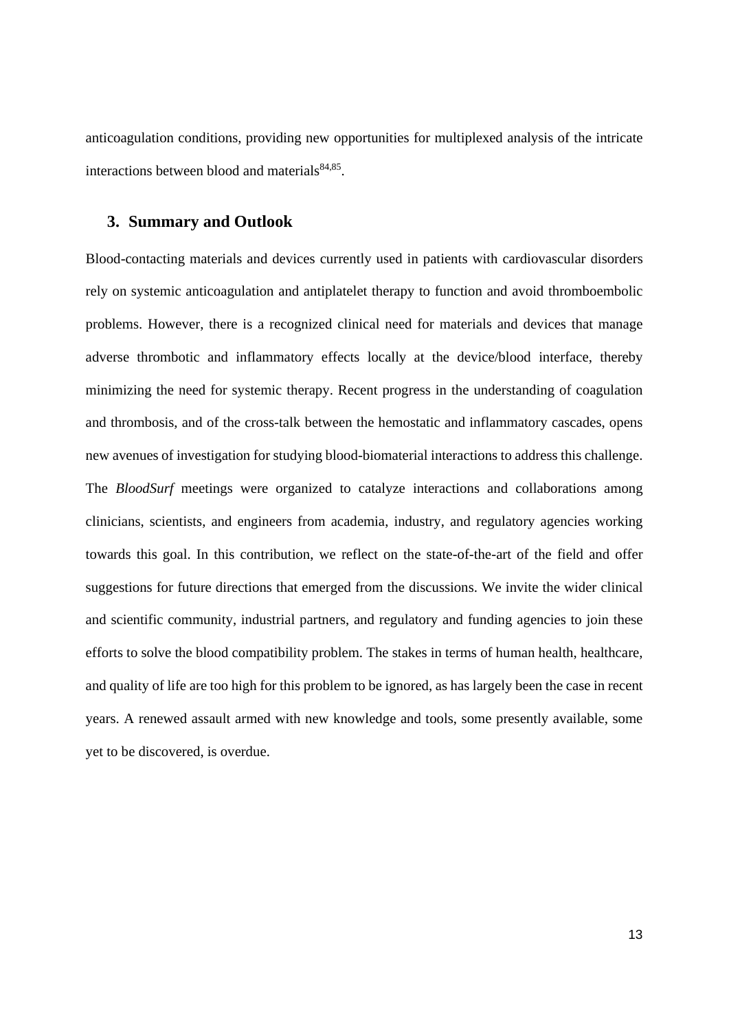anticoagulation conditions, providing new opportunities for multiplexed analysis of the intricate interactions between blood and materials[84,85].

## 3. Summary and Outlook

Blood-contacting materials and devices currently used in patients with cardiovascular disorders rely on systemic anticoagulation and antiplatelet therapy to function and avoid thromboembolic problems. However, there is a recognized clinical need for materials and devices that manage adverse thrombotic and inflammatory effects locally at the device/blood interface, thereby minimizing the need for systemic therapy. Recent progress in the understanding of coagulation and thrombosis, and of the cross-talk between the hemostatic and inflammatory cascades, opens new avenues of investigation for studying blood-biomaterial interactions to address this challenge. The *BloodSurf* meetings were organized to catalyze interactions and collaborations among clinicians, scientists, and engineers from academia, industry, and regulatory agencies working towards this goal. In this contribution, we reflect on the state-of-the-art of the field and offer suggestions for future directions that emerged from the discussions. We invite the wider clinical and scientific community, industrial partners, and regulatory and funding agencies to join these efforts to solve the blood compatibility problem. The stakes in terms of human health, healthcare, and quality of life are too high for this problem to be ignored, as has largely been the case in recent years. A renewed assault armed with new knowledge and tools, some presently available, some yet to be discovered, is overdue.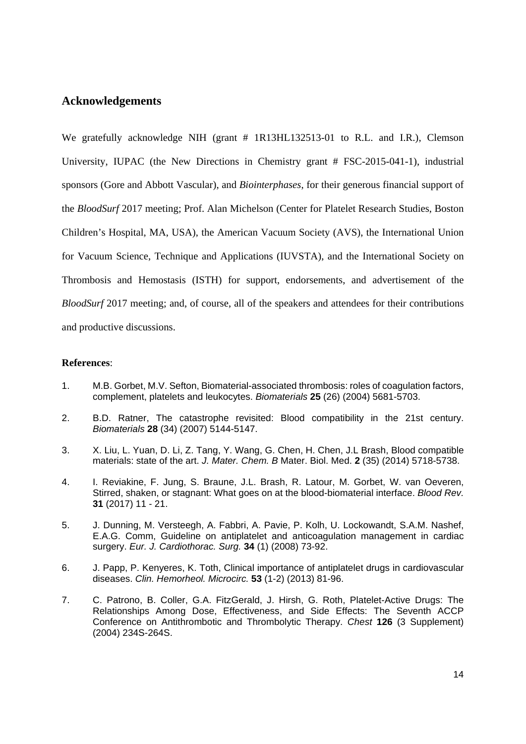## Acknowledgements

We gratefully acknowledge NIH (grant # 1R13HL132513-01 to R.L. and I.R.), Clemson University, IUPAC (the New Directions in Chemistry grant # FSC-2015-041-1), industrial sponsors (Gore and Abbott Vascular), and *Biointerphases*, for their generous financial support of the *BloodSurf* 2017 meeting; Prof. Alan Michelson (Center for Platelet Research Studies, Boston Children's Hospital, MA, USA), the American Vacuum Society (AVS), the International Union for Vacuum Science, Technique and Applications (IUVSTA), and the International Society on Thrombosis and Hemostasis (ISTH) for support, endorsements, and advertisement of the *BloodSurf* 2017 meeting; and, of course, all of the speakers and attendees for their contributions and productive discussions.

**References**:

1. M.B. Gorbet, M.V. Sefton, Biomaterial-associated thrombosis: roles of coagulation factors, complement, platelets and leukocytes. *Biomaterials* **25** (26) (2004) 5681-5703.

2. B.D. Ratner, The catastrophe revisited: Blood compatibility in the 21st century. *Biomaterials* **28** (34) (2007) 5144-5147.

3. X. Liu, L. Yuan, D. Li, Z. Tang, Y. Wang, G. Chen, H. Chen, J.L Brash, Blood compatible materials: state of the art. *J. Mater. Chem. B* Mater. Biol. Med. **2** (35) (2014) 5718-5738.

4. I. Reviakine, F. Jung, S. Braune, J.L. Brash, R. Latour, M. Gorbet, W. van Oeveren, Stirred, shaken, or stagnant: What goes on at the blood-biomaterial interface. *Blood Rev.* **31** (2017) 11 - 21.

5. J. Dunning, M. Versteegh, A. Fabbri, A. Pavie, P. Kolh, U. Lockowandt, S.A.M. Nashef, E.A.G. Comm, Guideline on antiplatelet and anticoagulation management in cardiac surgery. *Eur. J. Cardiothorac. Surg.* **34** (1) (2008) 73-92.

6. J. Papp, P. Kenyeres, K. Toth, Clinical importance of antiplatelet drugs in cardiovascular diseases. *Clin. Hemorheol. Microcirc.* **53** (1-2) (2013) 81-96.

7. C. Patrono, B. Coller, G.A. FitzGerald, J. Hirsh, G. Roth, Platelet-Active Drugs: The Relationships Among Dose, Effectiveness, and Side Effects: The Seventh ACCP Conference on Antithrombotic and Thrombolytic Therapy. *Chest* **126** (3 Supplement) (2004) 234S-264S.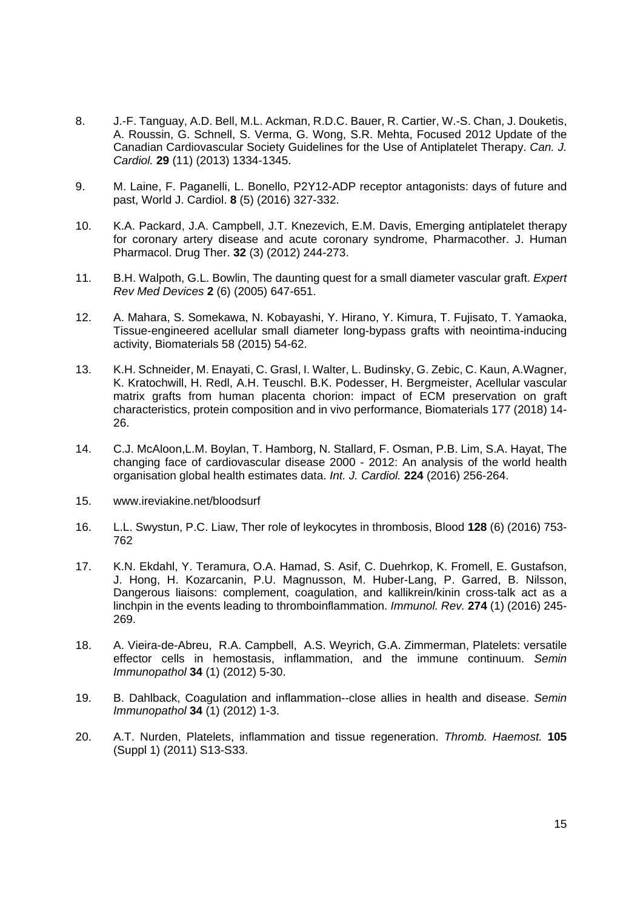8. J.-F. Tanguay, A.D. Bell, M.L. Ackman, R.D.C. Bauer, R. Cartier, W.-S. Chan, J. Douketis, A. Roussin, G. Schnell, S. Verma, G. Wong, S.R. Mehta, Focused 2012 Update of the Canadian Cardiovascular Society Guidelines for the Use of Antiplatelet Therapy. *Can. J. Cardiol.* **29** (11) (2013) 1334-1345.

9. M. Laine, F. Paganelli, L. Bonello, P2Y12-ADP receptor antagonists: days of future and past, World J. Cardiol. **8** (5) (2016) 327-332.

10. K.A. Packard, J.A. Campbell, J.T. Knezevich, E.M. Davis, Emerging antiplatelet therapy for coronary artery disease and acute coronary syndrome, Pharmacother. J. Human Pharmacol. Drug Ther. **32** (3) (2012) 244-273.

11. B.H. Walpoth, G.L. Bowlin, The daunting quest for a small diameter vascular graft. *Expert Rev Med Devices* **2** (6) (2005) 647-651.

12. A. Mahara, S. Somekawa, N. Kobayashi, Y. Hirano, Y. Kimura, T. Fujisato, T. Yamaoka, Tissue-engineered acellular small diameter long-bypass grafts with neointima-inducing activity, Biomaterials 58 (2015) 54-62.

13. K.H. Schneider, M. Enayati, C. Grasl, I. Walter, L. Budinsky, G. Zebic, C. Kaun, A.Wagner, K. Kratochwill, H. Redl, A.H. Teuschl. B.K. Podesser, H. Bergmeister, Acellular vascular matrix grafts from human placenta chorion: impact of ECM preservation on graft characteristics, protein composition and in vivo performance, Biomaterials 177 (2018) 14-26.

14. C.J. McAloon,L.M. Boylan, T. Hamborg, N. Stallard, F. Osman, P.B. Lim, S.A. Hayat, The changing face of cardiovascular disease 2000 - 2012: An analysis of the world health organisation global health estimates data. *Int. J. Cardiol.* **224** (2016) 256-264.

15. www.ireviakine.net/bloodsurf

16. L.L. Swystun, P.C. Liaw, Ther role of leykocytes in thrombosis, Blood **128** (6) (2016) 753-762

17. K.N. Ekdahl, Y. Teramura, O.A. Hamad, S. Asif, C. Duehrkop, K. Fromell, E. Gustafson, J. Hong, H. Kozarcanin, P.U. Magnusson, M. Huber-Lang, P. Garred, B. Nilsson, Dangerous liaisons: complement, coagulation, and kallikrein/kinin cross-talk act as a linchpin in the events leading to thromboinflammation. *Immunol. Rev.* **274** (1) (2016) 245-269.

18. A. Vieira-de-Abreu, R.A. Campbell, A.S. Weyrich, G.A. Zimmerman, Platelets: versatile effector cells in hemostasis, inflammation, and the immune continuum. *Semin Immunopathol* **34** (1) (2012) 5-30.

19. B. Dahlback, Coagulation and inflammation--close allies in health and disease. *Semin Immunopathol* **34** (1) (2012) 1-3.

20. A.T. Nurden, Platelets, inflammation and tissue regeneration. *Thromb. Haemost.* **105** (Suppl 1) (2011) S13-S33.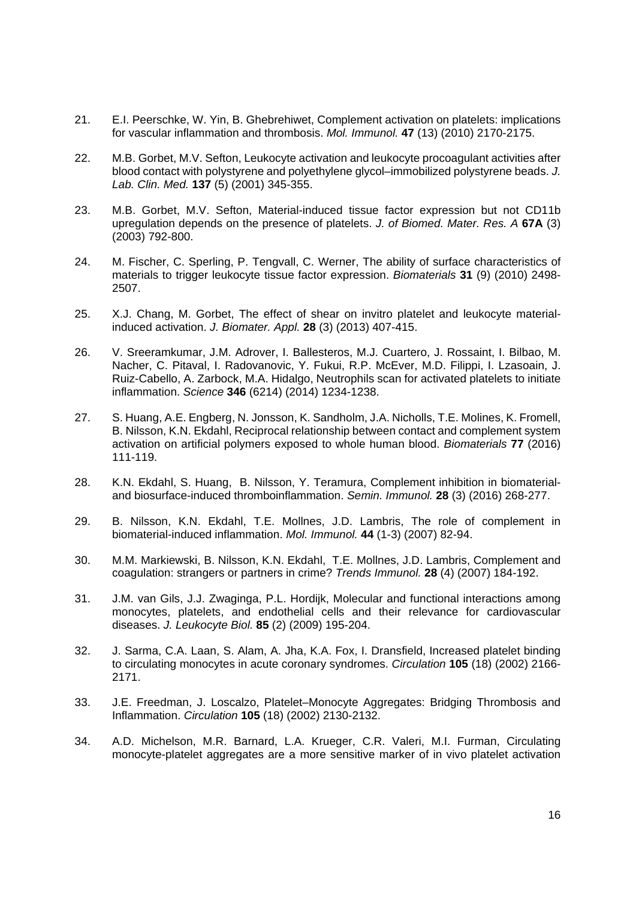21. E.I. Peerschke, W. Yin, B. Ghebrehiwet, Complement activation on platelets: implications for vascular inflammation and thrombosis. *Mol. Immunol.* **47** (13) (2010) 2170-2175.

22. M.B. Gorbet, M.V. Sefton, Leukocyte activation and leukocyte procoagulant activities after blood contact with polystyrene and polyethylene glycol–immobilized polystyrene beads. *J. Lab. Clin. Med.* **137** (5) (2001) 345-355.

23. M.B. Gorbet, M.V. Sefton, Material-induced tissue factor expression but not CD11b upregulation depends on the presence of platelets. *J. of Biomed. Mater. Res. A* **67A** (3) (2003) 792-800.

24. M. Fischer, C. Sperling, P. Tengvall, C. Werner, The ability of surface characteristics of materials to trigger leukocyte tissue factor expression. *Biomaterials* **31** (9) (2010) 2498-2507.

25. X.J. Chang, M. Gorbet, The effect of shear on invitro platelet and leukocyte material-induced activation. *J. Biomater. Appl.* **28** (3) (2013) 407-415.

26. V. Sreeramkumar, J.M. Adrover, I. Ballesteros, M.J. Cuartero, J. Rossaint, I. Bilbao, M. Nacher, C. Pitaval, I. Radovanovic, Y. Fukui, R.P. McEver, M.D. Filippi, I. Lzasoain, J. Ruiz-Cabello, A. Zarbock, M.A. Hidalgo, Neutrophils scan for activated platelets to initiate inflammation. *Science* **346** (6214) (2014) 1234-1238.

27. S. Huang, A.E. Engberg, N. Jonsson, K. Sandholm, J.A. Nicholls, T.E. Molines, K. Fromell, B. Nilsson, K.N. Ekdahl, Reciprocal relationship between contact and complement system activation on artificial polymers exposed to whole human blood. *Biomaterials* **77** (2016) 111-119.

28. K.N. Ekdahl, S. Huang, B. Nilsson, Y. Teramura, Complement inhibition in biomaterial- and biosurface-induced thromboinflammation. *Semin. Immunol.* **28** (3) (2016) 268-277.

29. B. Nilsson, K.N. Ekdahl, T.E. Mollnes, J.D. Lambris, The role of complement in biomaterial-induced inflammation. *Mol. Immunol.* **44** (1-3) (2007) 82-94.

30. M.M. Markiewski, B. Nilsson, K.N. Ekdahl, T.E. Mollnes, J.D. Lambris, Complement and coagulation: strangers or partners in crime? *Trends Immunol.* **28** (4) (2007) 184-192.

31. J.M. van Gils, J.J. Zwaginga, P.L. Hordijk, Molecular and functional interactions among monocytes, platelets, and endothelial cells and their relevance for cardiovascular diseases. *J. Leukocyte Biol.* **85** (2) (2009) 195-204.

32. J. Sarma, C.A. Laan, S. Alam, A. Jha, K.A. Fox, I. Dransfield, Increased platelet binding to circulating monocytes in acute coronary syndromes. *Circulation* **105** (18) (2002) 2166-2171.

33. J.E. Freedman, J. Loscalzo, Platelet–Monocyte Aggregates: Bridging Thrombosis and Inflammation. *Circulation* **105** (18) (2002) 2130-2132.

34. A.D. Michelson, M.R. Barnard, L.A. Krueger, C.R. Valeri, M.I. Furman, Circulating monocyte-platelet aggregates are a more sensitive marker of in vivo platelet activation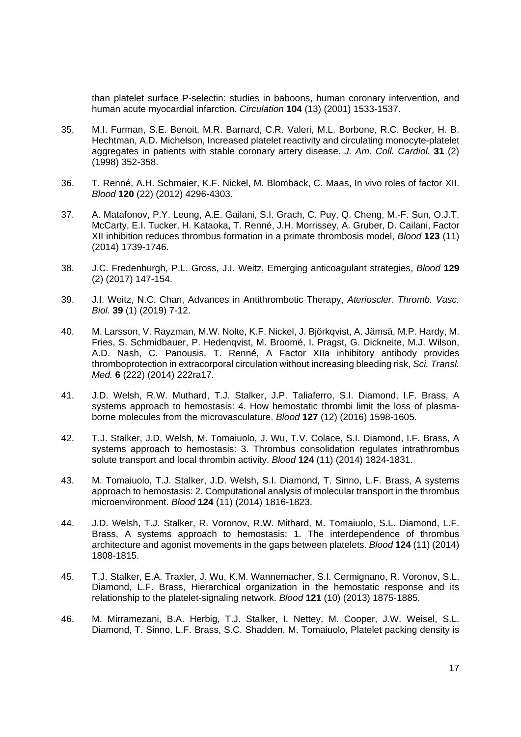than platelet surface P-selectin: studies in baboons, human coronary intervention, and human acute myocardial infarction. *Circulation* **104** (13) (2001) 1533-1537.

35. M.I. Furman, S.E. Benoit, M.R. Barnard, C.R. Valeri, M.L. Borbone, R.C. Becker, H. B. Hechtman, A.D. Michelson, Increased platelet reactivity and circulating monocyte-platelet aggregates in patients with stable coronary artery disease. *J. Am. Coll. Cardiol.* **31** (2) (1998) 352-358.

36. T. Renné, A.H. Schmaier, K.F. Nickel, M. Blombäck, C. Maas, In vivo roles of factor XII. *Blood* **120** (22) (2012) 4296-4303.

37. A. Matafonov, P.Y. Leung, A.E. Gailani, S.I. Grach, C. Puy, Q. Cheng, M.-F. Sun, O.J.T. McCarty, E.I. Tucker, H. Kataoka, T. Renné, J.H. Morrissey, A. Gruber, D. Cailani, Factor XII inhibition reduces thrombus formation in a primate thrombosis model, *Blood* **123** (11) (2014) 1739-1746.

38. J.C. Fredenburgh, P.L. Gross, J.I. Weitz, Emerging anticoagulant strategies, *Blood* **129** (2) (2017) 147-154.

39. J.I. Weitz, N.C. Chan, Advances in Antithrombotic Therapy, *Aterioscler. Thromb. Vasc. Biol.* **39** (1) (2019) 7-12.

40. M. Larsson, V. Rayzman, M.W. Nolte, K.F. Nickel, J. Björkqvist, A. Jämsä, M.P. Hardy, M. Fries, S. Schmidbauer, P. Hedenqvist, M. Broomé, I. Pragst, G. Dickneite, M.J. Wilson, A.D. Nash, C. Panousis, T. Renné, A Factor XIIa inhibitory antibody provides thromboprotection in extracorporal circulation without increasing bleeding risk, *Sci. Transl. Med.* **6** (222) (2014) 222ra17.

41. J.D. Welsh, R.W. Muthard, T.J. Stalker, J.P. Taliaferro, S.I. Diamond, I.F. Brass, A systems approach to hemostasis: 4. How hemostatic thrombi limit the loss of plasma-borne molecules from the microvasculature. *Blood* **127** (12) (2016) 1598-1605.

42. T.J. Stalker, J.D. Welsh, M. Tomaiuolo, J. Wu, T.V. Colace, S.I. Diamond, I.F. Brass, A systems approach to hemostasis: 3. Thrombus consolidation regulates intrathrombus solute transport and local thrombin activity. *Blood* **124** (11) (2014) 1824-1831.

43. M. Tomaiuolo, T.J. Stalker, J.D. Welsh, S.I. Diamond, T. Sinno, L.F. Brass, A systems approach to hemostasis: 2. Computational analysis of molecular transport in the thrombus microenvironment. *Blood* **124** (11) (2014) 1816-1823.

44. J.D. Welsh, T.J. Stalker, R. Voronov, R.W. Mithard, M. Tomaiuolo, S.L. Diamond, L.F. Brass, A systems approach to hemostasis: 1. The interdependence of thrombus architecture and agonist movements in the gaps between platelets. *Blood* **124** (11) (2014) 1808-1815.

45. T.J. Stalker, E.A. Traxler, J. Wu, K.M. Wannemacher, S.I. Cermignano, R. Voronov, S.L. Diamond, L.F. Brass, Hierarchical organization in the hemostatic response and its relationship to the platelet-signaling network. *Blood* **121** (10) (2013) 1875-1885.

46. M. Mirramezani, B.A. Herbig, T.J. Stalker, I. Nettey, M. Cooper, J.W. Weisel, S.L. Diamond, T. Sinno, L.F. Brass, S.C. Shadden, M. Tomaiuolo, Platelet packing density is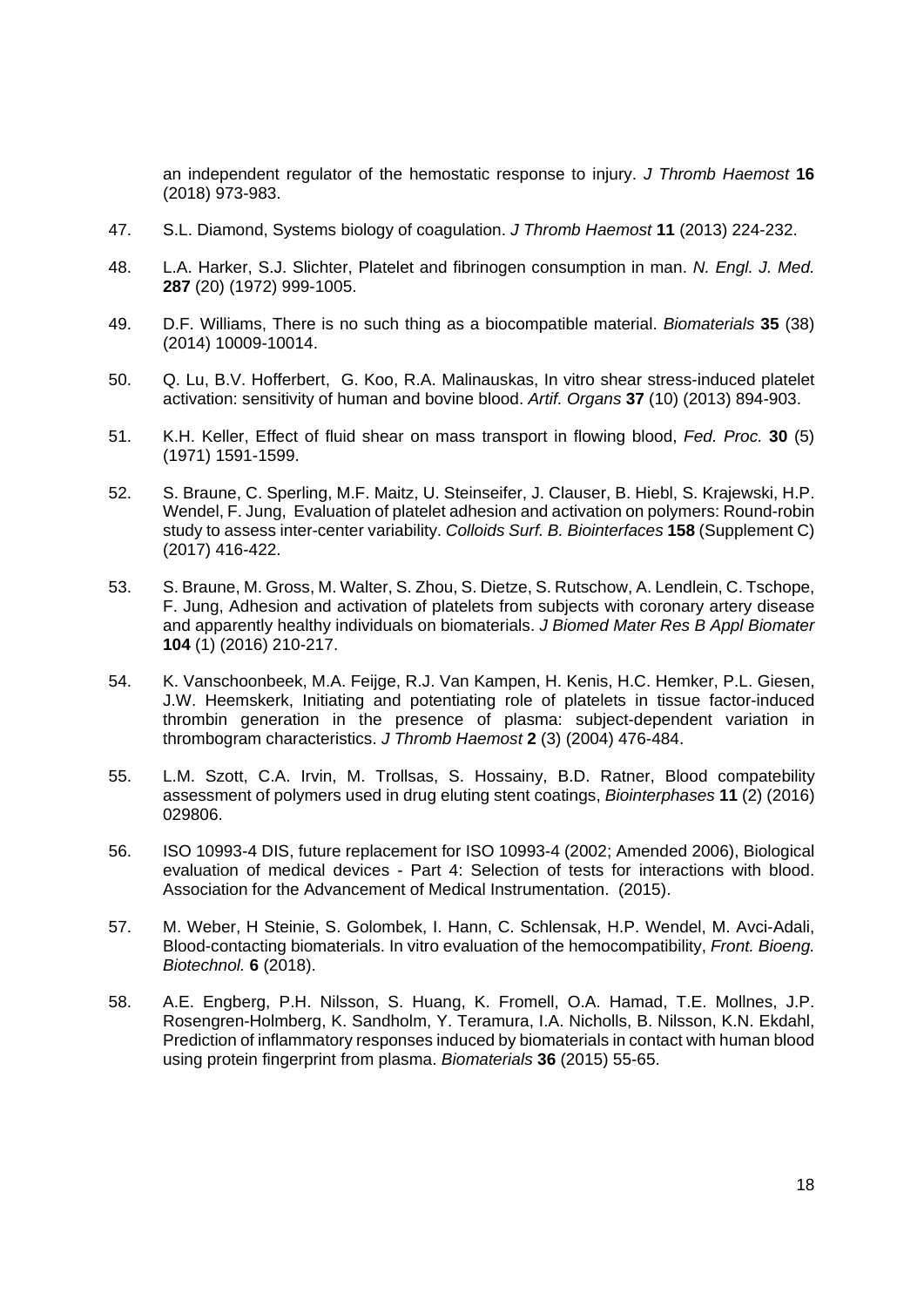an independent regulator of the hemostatic response to injury. *J Thromb Haemost* **16** (2018) 973-983.

47. S.L. Diamond, Systems biology of coagulation. *J Thromb Haemost* **11** (2013) 224-232.

48. L.A. Harker, S.J. Slichter, Platelet and fibrinogen consumption in man. *N. Engl. J. Med.* **287** (20) (1972) 999-1005.

49. D.F. Williams, There is no such thing as a biocompatible material. *Biomaterials* **35** (38) (2014) 10009-10014.

50. Q. Lu, B.V. Hofferbert, G. Koo, R.A. Malinauskas, In vitro shear stress-induced platelet activation: sensitivity of human and bovine blood. *Artif. Organs* **37** (10) (2013) 894-903.

51. K.H. Keller, Effect of fluid shear on mass transport in flowing blood, *Fed. Proc.* **30** (5) (1971) 1591-1599.

52. S. Braune, C. Sperling, M.F. Maitz, U. Steinseifer, J. Clauser, B. Hiebl, S. Krajewski, H.P. Wendel, F. Jung, Evaluation of platelet adhesion and activation on polymers: Round-robin study to assess inter-center variability. *Colloids Surf. B. Biointerfaces* **158** (Supplement C) (2017) 416-422.

53. S. Braune, M. Gross, M. Walter, S. Zhou, S. Dietze, S. Rutschow, A. Lendlein, C. Tschope, F. Jung, Adhesion and activation of platelets from subjects with coronary artery disease and apparently healthy individuals on biomaterials. *J Biomed Mater Res B Appl Biomater* **104** (1) (2016) 210-217.

54. K. Vanschoonbeek, M.A. Feijge, R.J. Van Kampen, H. Kenis, H.C. Hemker, P.L. Giesen, J.W. Heemskerk, Initiating and potentiating role of platelets in tissue factor-induced thrombin generation in the presence of plasma: subject-dependent variation in thrombogram characteristics. *J Thromb Haemost* **2** (3) (2004) 476-484.

55. L.M. Szott, C.A. Irvin, M. Trollsas, S. Hossainy, B.D. Ratner, Blood compatebility assessment of polymers used in drug eluting stent coatings, *Biointerphases* **11** (2) (2016) 029806.

56. ISO 10993-4 DIS, future replacement for ISO 10993-4 (2002; Amended 2006), Biological evaluation of medical devices - Part 4: Selection of tests for interactions with blood. Association for the Advancement of Medical Instrumentation. (2015).

57. M. Weber, H Steinie, S. Golombek, I. Hann, C. Schlensak, H.P. Wendel, M. Avci-Adali, Blood-contacting biomaterials. In vitro evaluation of the hemocompatibility, *Front. Bioeng. Biotechnol.* **6** (2018).

58. A.E. Engberg, P.H. Nilsson, S. Huang, K. Fromell, O.A. Hamad, T.E. Mollnes, J.P. Rosengren-Holmberg, K. Sandholm, Y. Teramura, I.A. Nicholls, B. Nilsson, K.N. Ekdahl, Prediction of inflammatory responses induced by biomaterials in contact with human blood using protein fingerprint from plasma. *Biomaterials* **36** (2015) 55-65.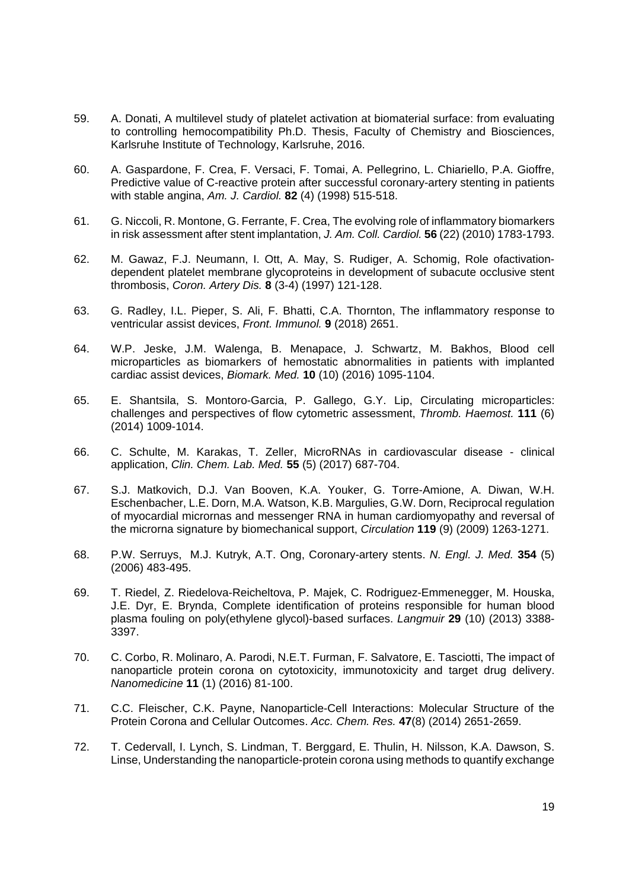59. A. Donati, A multilevel study of platelet activation at biomaterial surface: from evaluating to controlling hemocompatibility Ph.D. Thesis, Faculty of Chemistry and Biosciences, Karlsruhe Institute of Technology, Karlsruhe, 2016.

60. A. Gaspardone, F. Crea, F. Versaci, F. Tomai, A. Pellegrino, L. Chiariello, P.A. Gioffre, Predictive value of C-reactive protein after successful coronary-artery stenting in patients with stable angina, *Am. J. Cardiol.* **82** (4) (1998) 515-518.

61. G. Niccoli, R. Montone, G. Ferrante, F. Crea, The evolving role of inflammatory biomarkers in risk assessment after stent implantation, *J. Am. Coll. Cardiol.* **56** (22) (2010) 1783-1793.

62. M. Gawaz, F.J. Neumann, I. Ott, A. May, S. Rudiger, A. Schomig, Role ofactivation-dependent platelet membrane glycoproteins in development of subacute occlusive stent thrombosis, *Coron. Artery Dis.* **8** (3-4) (1997) 121-128.

63. G. Radley, I.L. Pieper, S. Ali, F. Bhatti, C.A. Thornton, The inflammatory response to ventricular assist devices, *Front. Immunol.* **9** (2018) 2651.

64. W.P. Jeske, J.M. Walenga, B. Menapace, J. Schwartz, M. Bakhos, Blood cell microparticles as biomarkers of hemostatic abnormalities in patients with implanted cardiac assist devices, *Biomark. Med.* **10** (10) (2016) 1095-1104.

65. E. Shantsila, S. Montoro-Garcia, P. Gallego, G.Y. Lip, Circulating microparticles: challenges and perspectives of flow cytometric assessment, *Thromb. Haemost.* **111** (6) (2014) 1009-1014.

66. C. Schulte, M. Karakas, T. Zeller, MicroRNAs in cardiovascular disease - clinical application, *Clin. Chem. Lab. Med.* **55** (5) (2017) 687-704.

67. S.J. Matkovich, D.J. Van Booven, K.A. Youker, G. Torre-Amione, A. Diwan, W.H. Eschenbacher, L.E. Dorn, M.A. Watson, K.B. Margulies, G.W. Dorn, Reciprocal regulation of myocardial micrornas and messenger RNA in human cardiomyopathy and reversal of the microrna signature by biomechanical support, *Circulation* **119** (9) (2009) 1263-1271.

68. P.W. Serruys, M.J. Kutryk, A.T. Ong, Coronary-artery stents. *N. Engl. J. Med.* **354** (5) (2006) 483-495.

69. T. Riedel, Z. Riedelova-Reicheltova, P. Majek, C. Rodriguez-Emmenegger, M. Houska, J.E. Dyr, E. Brynda, Complete identification of proteins responsible for human blood plasma fouling on poly(ethylene glycol)-based surfaces. *Langmuir* **29** (10) (2013) 3388-3397.

70. C. Corbo, R. Molinaro, A. Parodi, N.E.T. Furman, F. Salvatore, E. Tasciotti, The impact of nanoparticle protein corona on cytotoxicity, immunotoxicity and target drug delivery. *Nanomedicine* **11** (1) (2016) 81-100.

71. C.C. Fleischer, C.K. Payne, Nanoparticle-Cell Interactions: Molecular Structure of the Protein Corona and Cellular Outcomes. *Acc. Chem. Res.* **47**(8) (2014) 2651-2659.

72. T. Cedervall, I. Lynch, S. Lindman, T. Berggard, E. Thulin, H. Nilsson, K.A. Dawson, S. Linse, Understanding the nanoparticle-protein corona using methods to quantify exchange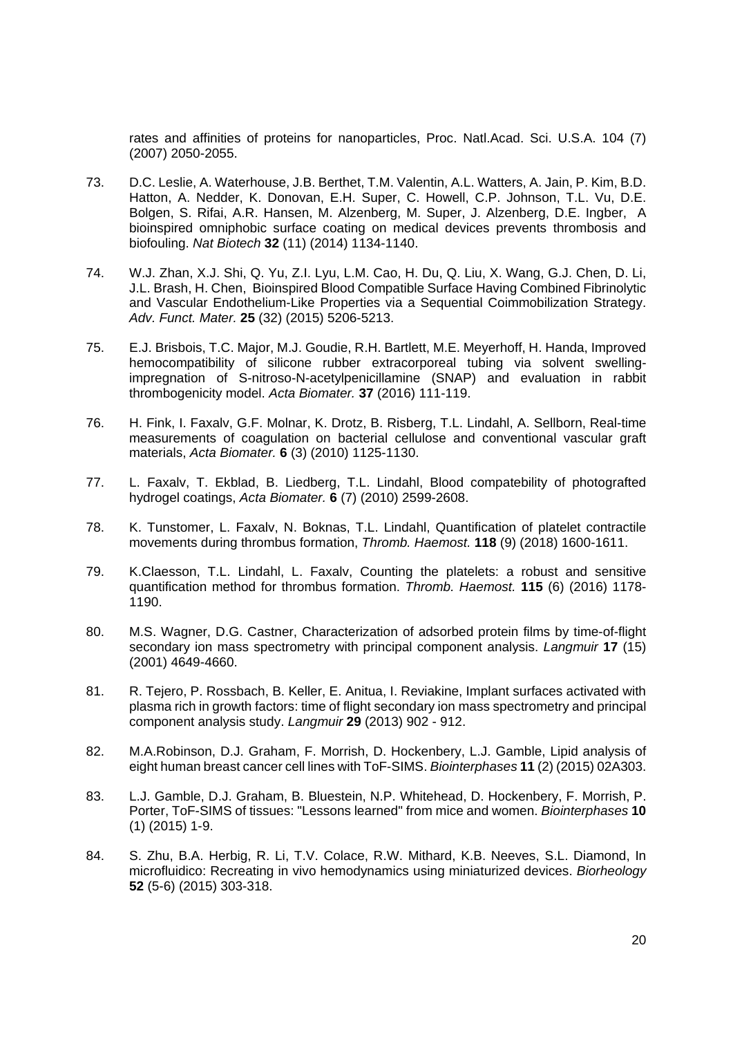rates and affinities of proteins for nanoparticles, Proc. Natl.Acad. Sci. U.S.A. 104 (7) (2007) 2050-2055.

73. D.C. Leslie, A. Waterhouse, J.B. Berthet, T.M. Valentin, A.L. Watters, A. Jain, P. Kim, B.D. Hatton, A. Nedder, K. Donovan, E.H. Super, C. Howell, C.P. Johnson, T.L. Vu, D.E. Bolgen, S. Rifai, A.R. Hansen, M. Alzenberg, M. Super, J. Alzenberg, D.E. Ingber, A bioinspired omniphobic surface coating on medical devices prevents thrombosis and biofouling. *Nat Biotech* **32** (11) (2014) 1134-1140.

74. W.J. Zhan, X.J. Shi, Q. Yu, Z.I. Lyu, L.M. Cao, H. Du, Q. Liu, X. Wang, G.J. Chen, D. Li, J.L. Brash, H. Chen, Bioinspired Blood Compatible Surface Having Combined Fibrinolytic and Vascular Endothelium-Like Properties via a Sequential Coimmobilization Strategy. *Adv. Funct. Mater.* **25** (32) (2015) 5206-5213.

75. E.J. Brisbois, T.C. Major, M.J. Goudie, R.H. Bartlett, M.E. Meyerhoff, H. Handa, Improved hemocompatibility of silicone rubber extracorporeal tubing via solvent swelling-impregnation of S-nitroso-N-acetylpenicillamine (SNAP) and evaluation in rabbit thrombogenicity model. *Acta Biomater.* **37** (2016) 111-119.

76. H. Fink, I. Faxalv, G.F. Molnar, K. Drotz, B. Risberg, T.L. Lindahl, A. Sellborn, Real-time measurements of coagulation on bacterial cellulose and conventional vascular graft materials, *Acta Biomater.* **6** (3) (2010) 1125-1130.

77. L. Faxalv, T. Ekblad, B. Liedberg, T.L. Lindahl, Blood compatebility of photografted hydrogel coatings, *Acta Biomater.* **6** (7) (2010) 2599-2608.

78. K. Tunstomer, L. Faxalv, N. Boknas, T.L. Lindahl, Quantification of platelet contractile movements during thrombus formation, *Thromb. Haemost.* **118** (9) (2018) 1600-1611.

79. K.Claesson, T.L. Lindahl, L. Faxalv, Counting the platelets: a robust and sensitive quantification method for thrombus formation. *Thromb. Haemost.* **115** (6) (2016) 1178-1190.

80. M.S. Wagner, D.G. Castner, Characterization of adsorbed protein films by time-of-flight secondary ion mass spectrometry with principal component analysis. *Langmuir* **17** (15) (2001) 4649-4660.

81. R. Tejero, P. Rossbach, B. Keller, E. Anitua, I. Reviakine, Implant surfaces activated with plasma rich in growth factors: time of flight secondary ion mass spectrometry and principal component analysis study. *Langmuir* **29** (2013) 902 - 912.

82. M.A.Robinson, D.J. Graham, F. Morrish, D. Hockenbery, L.J. Gamble, Lipid analysis of eight human breast cancer cell lines with ToF-SIMS. *Biointerphases* **11** (2) (2015) 02A303.

83. L.J. Gamble, D.J. Graham, B. Bluestein, N.P. Whitehead, D. Hockenbery, F. Morrish, P. Porter, ToF-SIMS of tissues: "Lessons learned" from mice and women. *Biointerphases* **10** (1) (2015) 1-9.

84. S. Zhu, B.A. Herbig, R. Li, T.V. Colace, R.W. Mithard, K.B. Neeves, S.L. Diamond, In microfluidico: Recreating in vivo hemodynamics using miniaturized devices. *Biorheology* **52** (5-6) (2015) 303-318.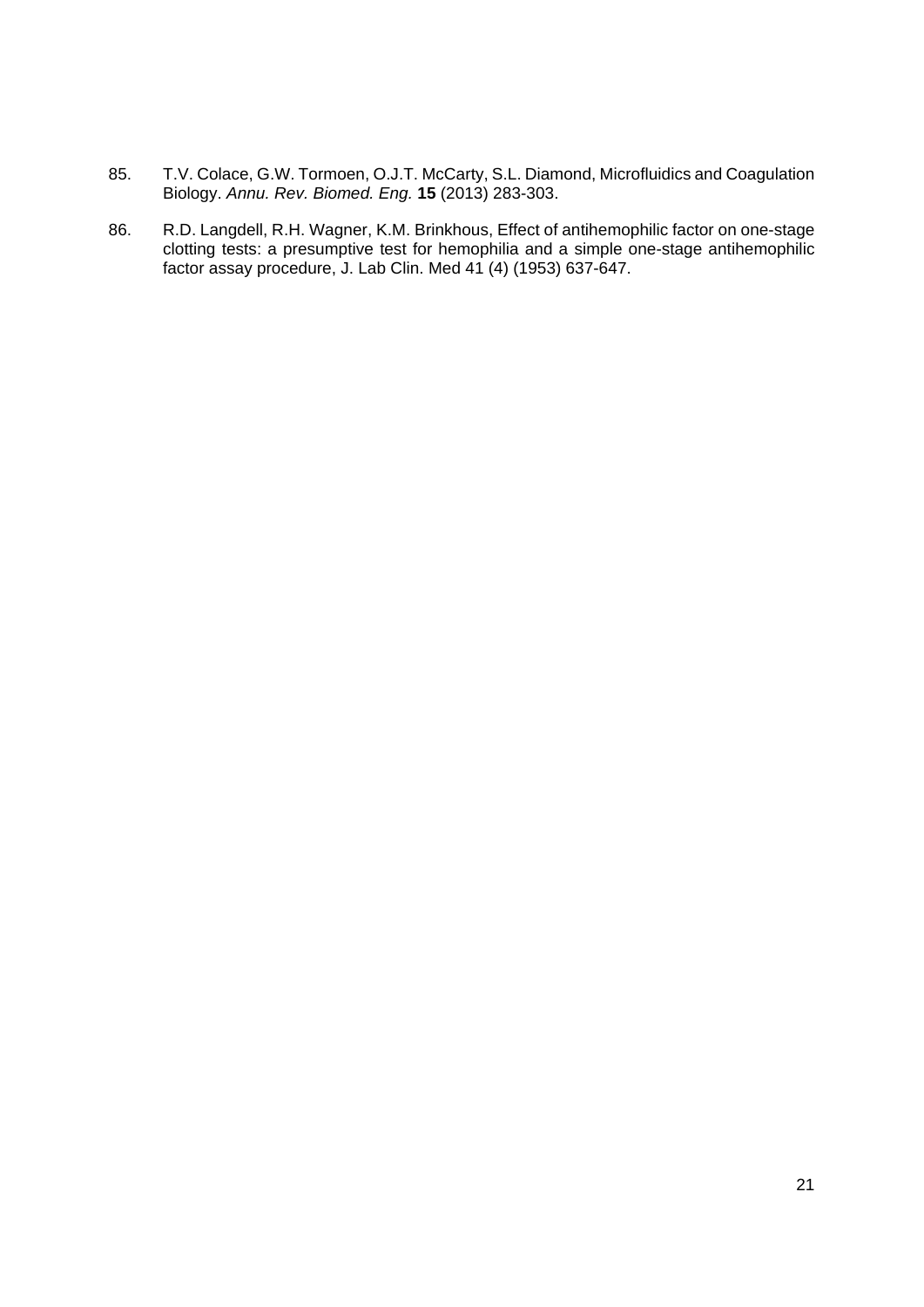85. T.V. Colace, G.W. Tormoen, O.J.T. McCarty, S.L. Diamond, Microfluidics and Coagulation Biology. *Annu. Rev. Biomed. Eng.* **15** (2013) 283-303.

86. R.D. Langdell, R.H. Wagner, K.M. Brinkhous, Effect of antihemophilic factor on one-stage clotting tests: a presumptive test for hemophilia and a simple one-stage antihemophilic factor assay procedure, J. Lab Clin. Med 41 (4) (1953) 637-647.